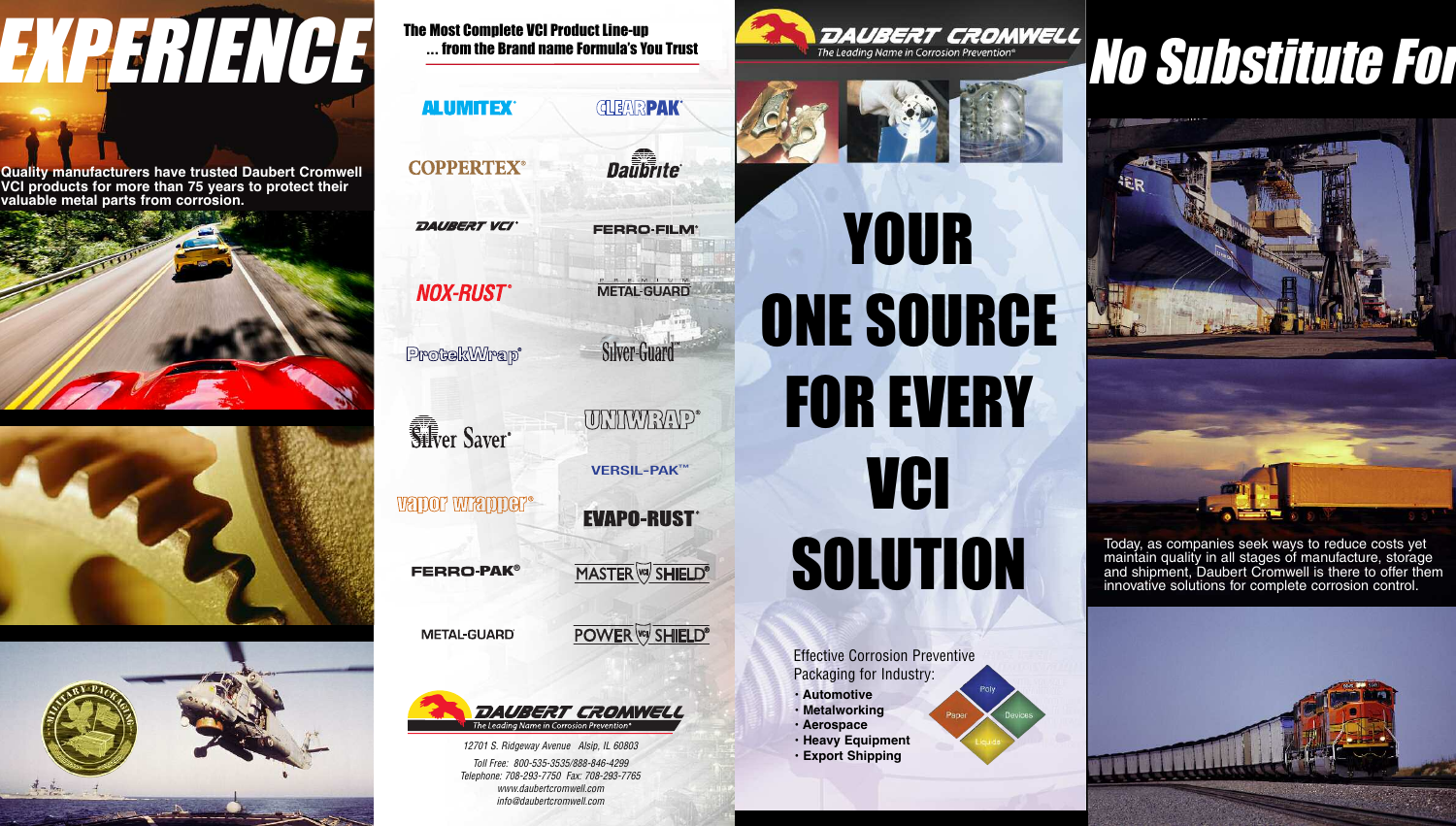# EXPERIENCE

Quality manufacturers have trusted Daubert Cromwell VCI products for more than 75 years to protect their valuable metal parts from corrosion.

## The Most Complete VCI Product Line-up ... from the Brand name Formula's You Trust

- ALUMITEX®
- CLEARPAK®
- COPPERTEX®
- Daubrite®
- DAUBERT VCI®
- FERRO-FILM®
- NOX-RUST®
- PREMIUM METAL-GUARD
- ProtekWrap®
- Silver-Guard™
- Silver Saver®
- UNIWRAP®
- VERSIL-PAK™
- vapor wrapper®
- EVAPO-RUST®
- FERRO-PAK®
- MASTER VCI SHIELD®
- METAL-GUARD
- POWER VCI SHIELD®

DAUBERT CROMWELL
*The Leading Name in Corrosion Prevention®*

*12701 S. Ridgeway Avenue Alsip, IL 60803*

*Toll Free: 800-535-3535/888-846-4299*

*Telephone: 708-293-7750 Fax: 708-293-7765*

*www.daubertcromwell.com*

*info@daubertcromwell.com*

DAUBERT CROMWELL
*The Leading Name in Corrosion Prevention®*

# YOUR ONE SOURCE FOR EVERY VCI SOLUTION

Effective Corrosion Preventive Packaging for Industry:

- **Automotive**
- **Metalworking**
- **Aerospace**
- **Heavy Equipment**
- **Export Shipping**

Poly · Paper · Devices · Liquids

# No Substitute For

Today, as companies seek ways to reduce costs yet maintain quality in all stages of manufacture, storage and shipment, Daubert Cromwell is there to offer them innovative solutions for complete corrosion control.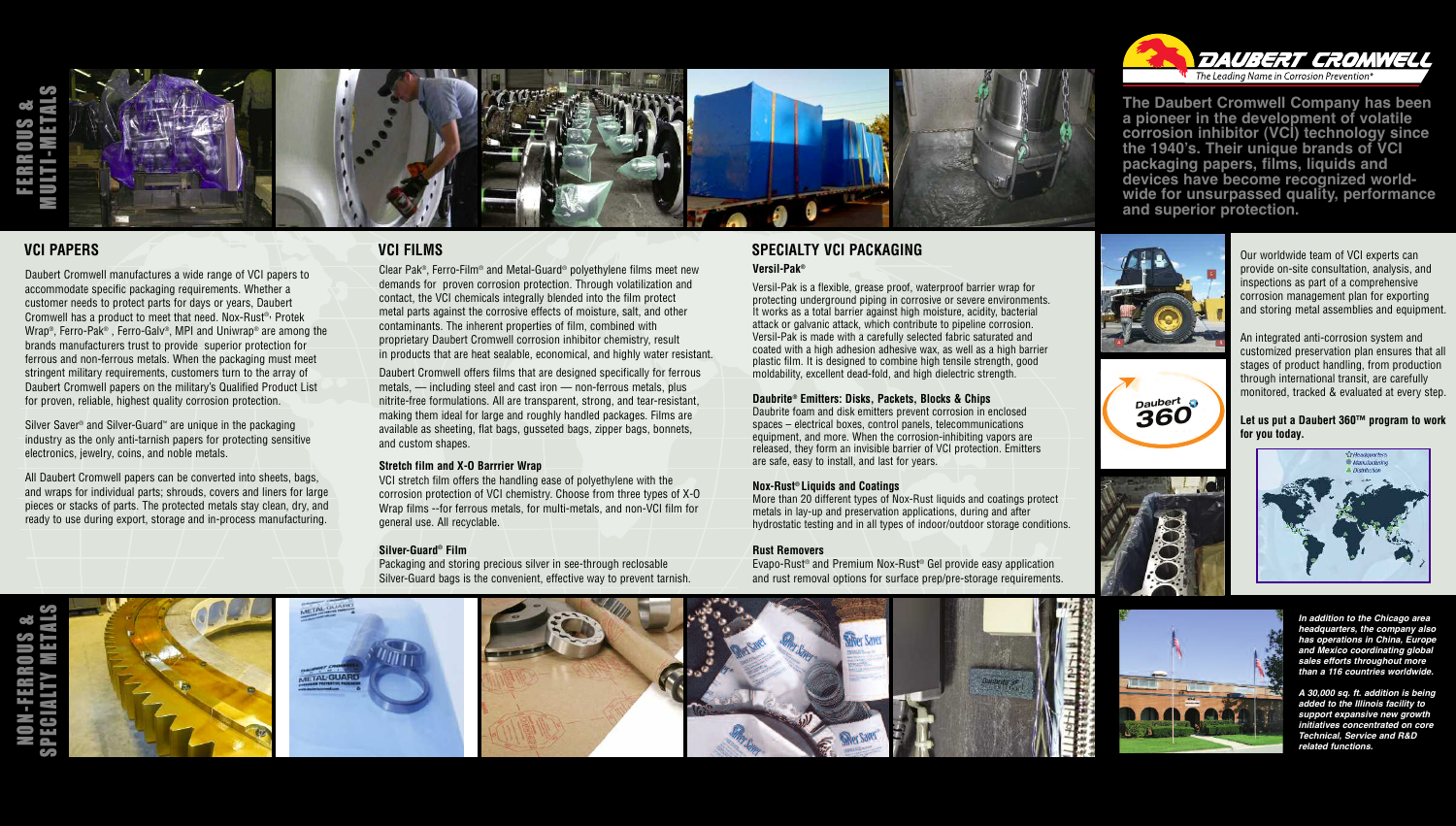FERROUS & MULTI-METALS

DAUBERT CROMWELL

The Leading Name in Corrosion Prevention®

**The Daubert Cromwell Company has been a pioneer in the development of volatile corrosion inhibitor (VCI) technology since the 1940's. Their unique brands of VCI packaging papers, films, liquids and devices have become recognized world-wide for unsurpassed quality, performance and superior protection.**

## VCI PAPERS

Daubert Cromwell manufactures a wide range of VCI papers to accommodate specific packaging requirements. Whether a customer needs to protect parts for days or years, Daubert Cromwell has a product to meet that need. Nox-Rust®, Protek Wrap®, Ferro-Pak®, Ferro-Galv®, MPI and Uniwrap® are among the brands manufacturers trust to provide superior protection for ferrous and non-ferrous metals. When the packaging must meet stringent military requirements, customers turn to the array of Daubert Cromwell papers on the military's Qualified Product List for proven, reliable, highest quality corrosion protection.

Silver Saver® and Silver-Guard™ are unique in the packaging industry as the only anti-tarnish papers for protecting sensitive electronics, jewelry, coins, and noble metals.

All Daubert Cromwell papers can be converted into sheets, bags, and wraps for individual parts; shrouds, covers and liners for large pieces or stacks of parts. The protected metals stay clean, dry, and ready to use during export, storage and in-process manufacturing.

## VCI FILMS

Clear Pak®, Ferro-Film® and Metal-Guard® polyethylene films meet new demands for proven corrosion protection. Through volatilization and contact, the VCI chemicals integrally blended into the film protect metal parts against the corrosive effects of moisture, salt, and other contaminants. The inherent properties of film, combined with proprietary Daubert Cromwell corrosion inhibitor chemistry, result in products that are heat sealable, economical, and highly water resistant.

Daubert Cromwell offers films that are designed specifically for ferrous metals, — including steel and cast iron — non-ferrous metals, plus nitrite-free formulations. All are transparent, strong, and tear-resistant, making them ideal for large and roughly handled packages. Films are available as sheeting, flat bags, gusseted bags, zipper bags, bonnets, and custom shapes.

### Stretch film and X-O Barrrier Wrap

VCI stretch film offers the handling ease of polyethylene with the corrosion protection of VCI chemistry. Choose from three types of X-O Wrap films --for ferrous metals, for multi-metals, and non-VCI film for general use. All recyclable.

### Silver-Guard® Film

Packaging and storing precious silver in see-through reclosable Silver-Guard bags is the convenient, effective way to prevent tarnish.

## SPECIALTY VCI PACKAGING

### Versil-Pak®

Versil-Pak is a flexible, grease proof, waterproof barrier wrap for protecting underground piping in corrosive or severe environments. It works as a total barrier against high moisture, acidity, bacterial attack or galvanic attack, which contribute to pipeline corrosion. Versil-Pak is made with a carefully selected fabric saturated and coated with a high adhesion adhesive wax, as well as a high barrier plastic film. It is designed to combine high tensile strength, good moldability, excellent dead-fold, and high dielectric strength.

### Daubrite® Emitters: Disks, Packets, Blocks & Chips

Daubrite foam and disk emitters prevent corrosion in enclosed spaces – electrical boxes, control panels, telecommunications equipment, and more. When the corrosion-inhibiting vapors are released, they form an invisible barrier of VCI protection. Emitters are safe, easy to install, and last for years.

### Nox-Rust® Liquids and Coatings

More than 20 different types of Nox-Rust liquids and coatings protect metals in lay-up and preservation applications, during and after hydrostatic testing and in all types of indoor/outdoor storage conditions.

### Rust Removers

Evapo-Rust® and Premium Nox-Rust® Gel provide easy application and rust removal options for surface prep/pre-storage requirements.

Daubert 360

Our worldwide team of VCI experts can provide on-site consultation, analysis, and inspections as part of a comprehensive corrosion management plan for exporting and storing metal assemblies and equipment.

An integrated anti-corrosion system and customized preservation plan ensures that all stages of product handling, from production through international transit, are carefully monitored, tracked & evaluated at every step.

**Let us put a Daubert 360™ program to work for you today.**

Headquarters
Manufacturing
Distribution

NON-FERROUS & SPECIALTY METALS

***In addition to the Chicago area headquarters, the company also has operations in China, Europe and Mexico coordinating global sales efforts throughout more than a 116 countries worldwide.***

***A 30,000 sq. ft. addition is being added to the Illinois facility to support expansive new growth initiatives concentrated on core Technical, Service and R&D related functions.***